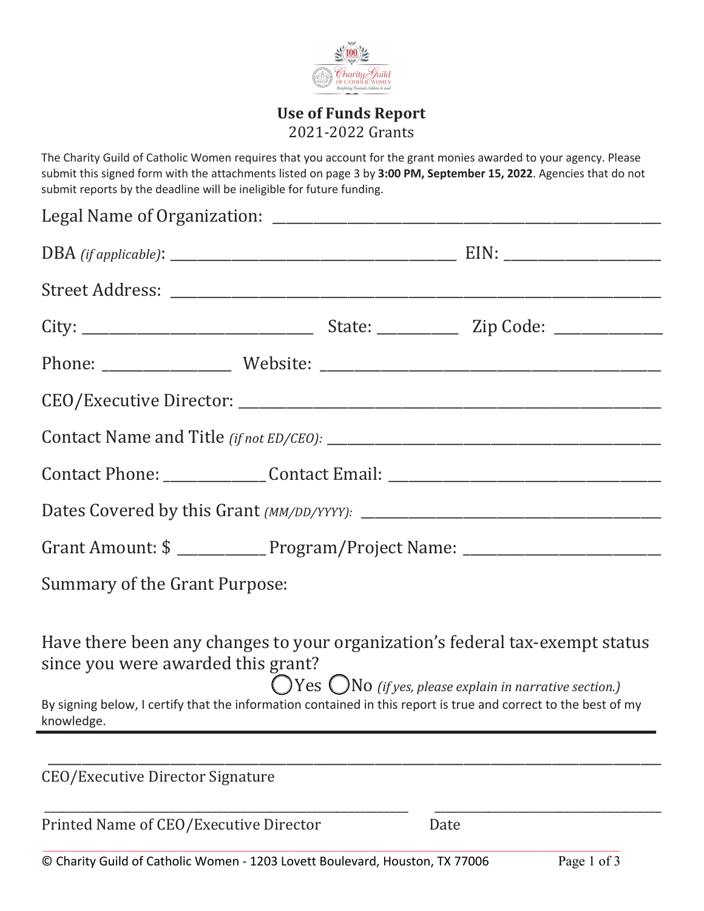# Use of Funds Report

2021-2022 Grants

The Charity Guild of Catholic Women requires that you account for the grant monies awarded to your agency. Please submit this signed form with the attachments listed on page 3 by **3:00 PM, September 15, 2022**. Agencies that do not submit reports by the deadline will be ineligible for future funding.

Legal Name of Organization: ______________________________________________

DBA *(if applicable)*: ____________________________________ EIN: ___________________

Street Address: ______________________________________________________________

City: ____________________________ State: _________ Zip Code: ____________

Phone: _______________ Website: ________________________________________

CEO/Executive Director: ___________________________________________________

Contact Name and Title *(if not ED/CEO)*: ____________________________________

Contact Phone: ____________ Contact Email: _________________________________

Dates Covered by this Grant *(MM/DD/YYYY)*: _________________________________

Grant Amount: $ __________ Program/Project Name: _________________________

Summary of the Grant Purpose:

Have there been any changes to your organization's federal tax-exempt status since you were awarded this grant?

◯ Yes ◯ No *(if yes, please explain in narrative section.)*

By signing below, I certify that the information contained in this report is true and correct to the best of my knowledge.

_____________________________________________________________________________

CEO/Executive Director Signature

_______________________________________________ ______________________________

Printed Name of CEO/Executive Director Date

© Charity Guild of Catholic Women - 1203 Lovett Boulevard, Houston, TX 77006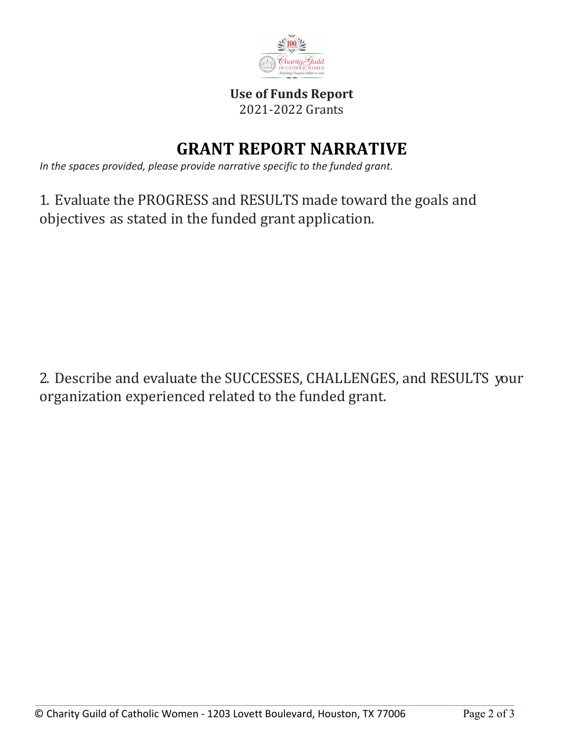**Use of Funds Report**
2021-2022 Grants

# GRANT REPORT NARRATIVE

*In the spaces provided, please provide narrative specific to the funded grant.*

1. Evaluate the PROGRESS and RESULTS made toward the goals and objectives as stated in the funded grant application.

2. Describe and evaluate the SUCCESSES, CHALLENGES, and RESULTS your organization experienced related to the funded grant.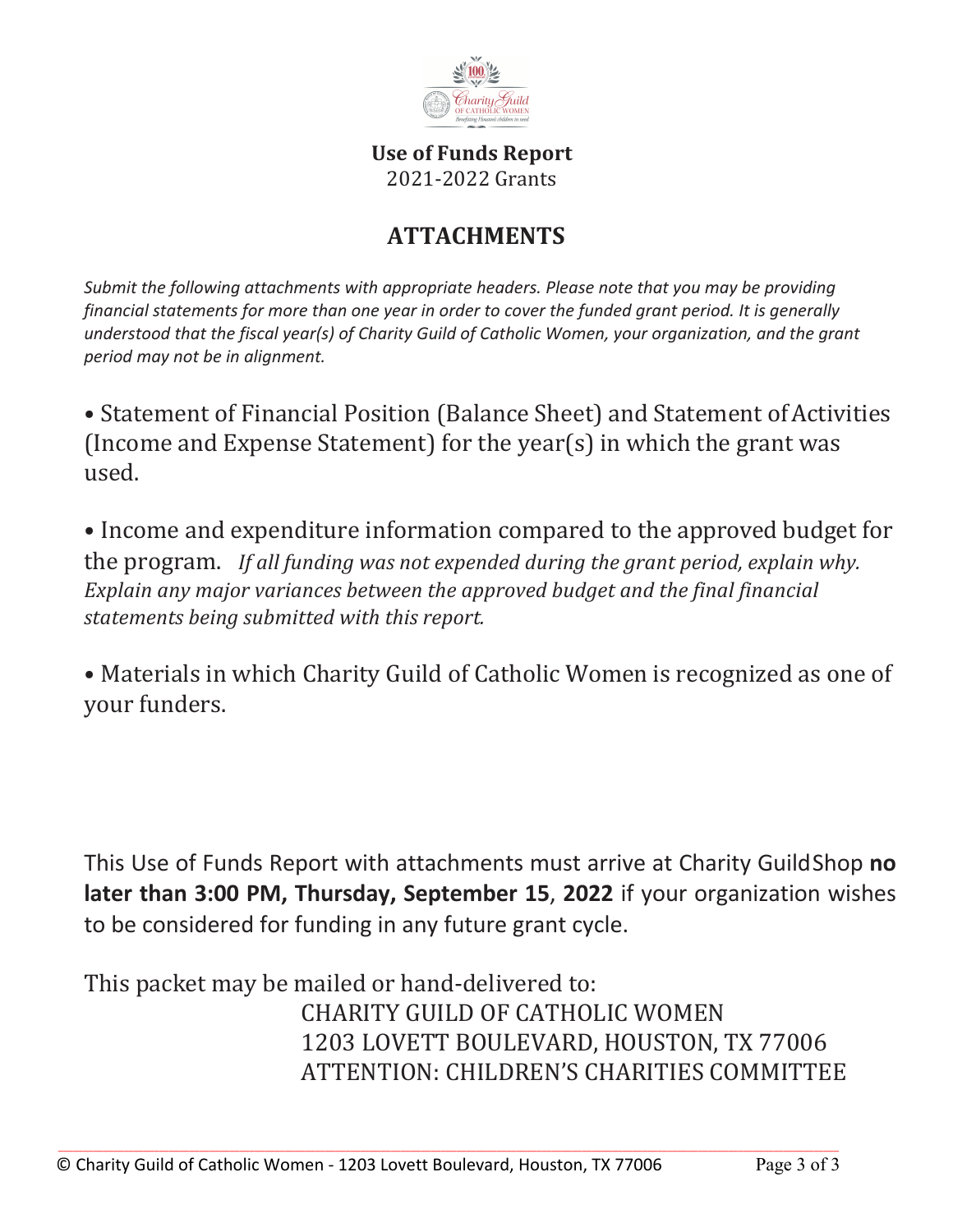**Use of Funds Report**
2021-2022 Grants

## ATTACHMENTS

*Submit the following attachments with appropriate headers. Please note that you may be providing financial statements for more than one year in order to cover the funded grant period. It is generally understood that the fiscal year(s) of Charity Guild of Catholic Women, your organization, and the grant period may not be in alignment.*

- Statement of Financial Position (Balance Sheet) and Statement of Activities (Income and Expense Statement) for the year(s) in which the grant was used.

- Income and expenditure information compared to the approved budget for the program. *If all funding was not expended during the grant period, explain why. Explain any major variances between the approved budget and the final financial statements being submitted with this report.*

- Materials in which Charity Guild of Catholic Women is recognized as one of your funders.

This Use of Funds Report with attachments must arrive at Charity Guild Shop **no later than 3:00 PM, Thursday, September 15**, **2022** if your organization wishes to be considered for funding in any future grant cycle.

This packet may be mailed or hand-delivered to:

CHARITY GUILD OF CATHOLIC WOMEN
1203 LOVETT BOULEVARD, HOUSTON, TX 77006
ATTENTION: CHILDREN'S CHARITIES COMMITTEE